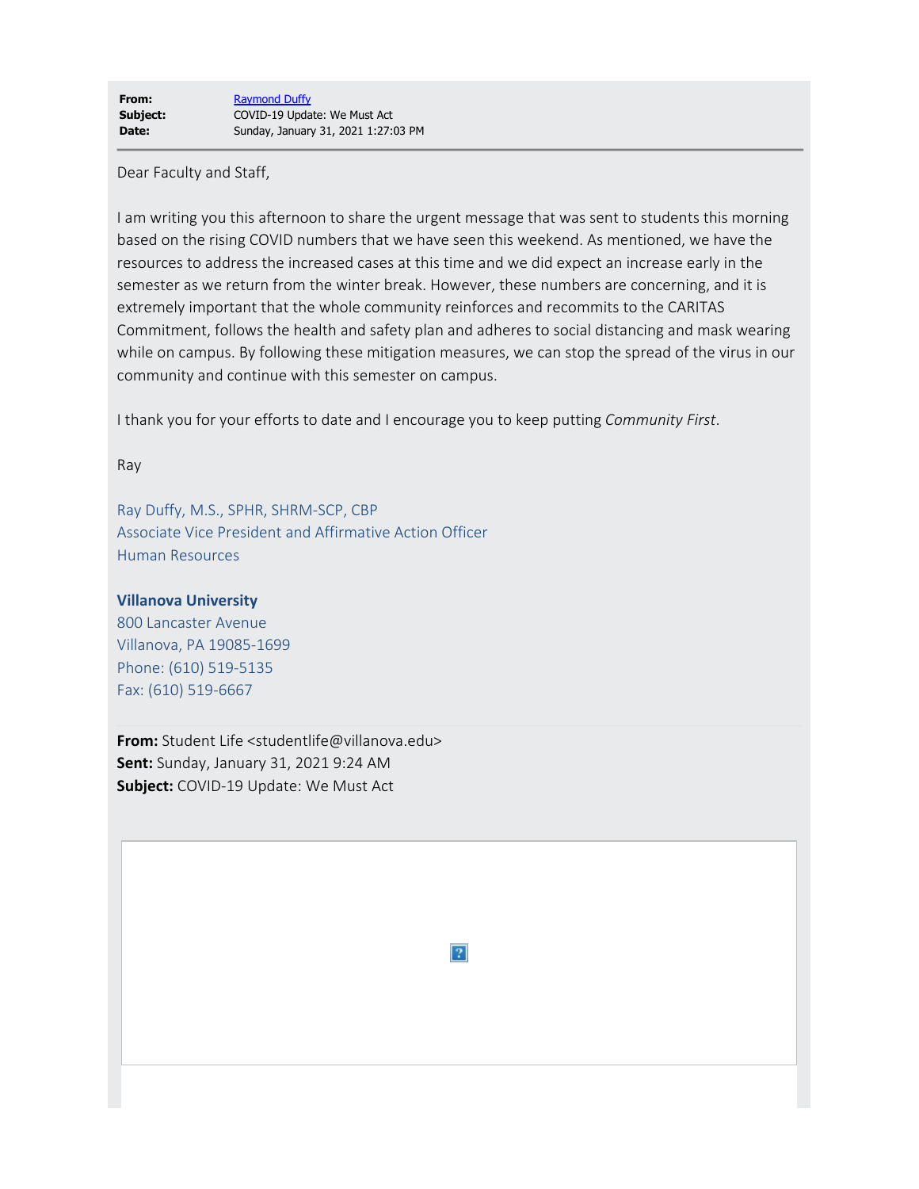**From:** Raymond Duffy
**Subject:** COVID-19 Update: We Must Act
**Date:** Sunday, January 31, 2021 1:27:03 PM

---

Dear Faculty and Staff,

I am writing you this afternoon to share the urgent message that was sent to students this morning based on the rising COVID numbers that we have seen this weekend. As mentioned, we have the resources to address the increased cases at this time and we did expect an increase early in the semester as we return from the winter break. However, these numbers are concerning, and it is extremely important that the whole community reinforces and recommits to the CARITAS Commitment, follows the health and safety plan and adheres to social distancing and mask wearing while on campus. By following these mitigation measures, we can stop the spread of the virus in our community and continue with this semester on campus.

I thank you for your efforts to date and I encourage you to keep putting *Community First*.

Ray

Ray Duffy, M.S., SPHR, SHRM-SCP, CBP
Associate Vice President and Affirmative Action Officer
Human Resources

**Villanova University**
800 Lancaster Avenue
Villanova, PA 19085-1699
Phone: (610) 519-5135
Fax: (610) 519-6667

---

**From:** Student Life <studentlife@villanova.edu>
**Sent:** Sunday, January 31, 2021 9:24 AM
**Subject:** COVID-19 Update: We Must Act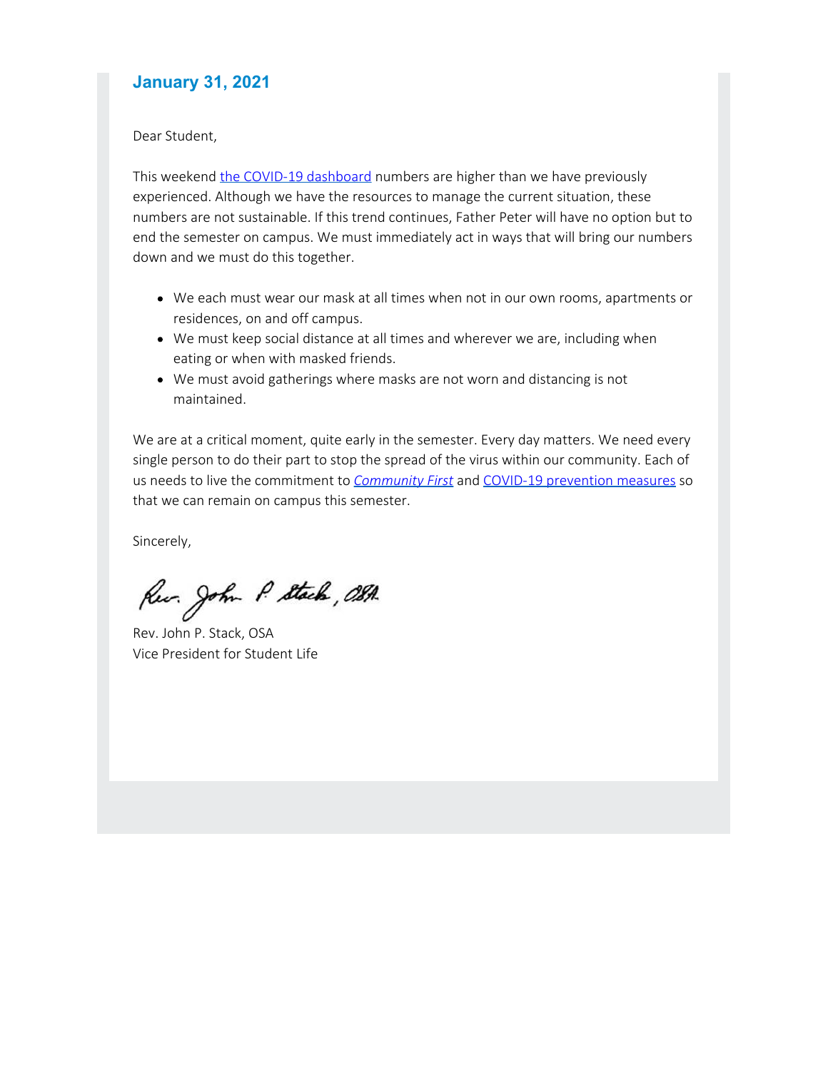## January 31, 2021

Dear Student,

This weekend the COVID-19 dashboard numbers are higher than we have previously experienced. Although we have the resources to manage the current situation, these numbers are not sustainable. If this trend continues, Father Peter will have no option but to end the semester on campus. We must immediately act in ways that will bring our numbers down and we must do this together.

- We each must wear our mask at all times when not in our own rooms, apartments or residences, on and off campus.
- We must keep social distance at all times and wherever we are, including when eating or when with masked friends.
- We must avoid gatherings where masks are not worn and distancing is not maintained.

We are at a critical moment, quite early in the semester. Every day matters. We need every single person to do their part to stop the spread of the virus within our community. Each of us needs to live the commitment to *Community First* and COVID-19 prevention measures so that we can remain on campus this semester.

Sincerely,

Rev. John P. Stack, OSA

Rev. John P. Stack, OSA
Vice President for Student Life